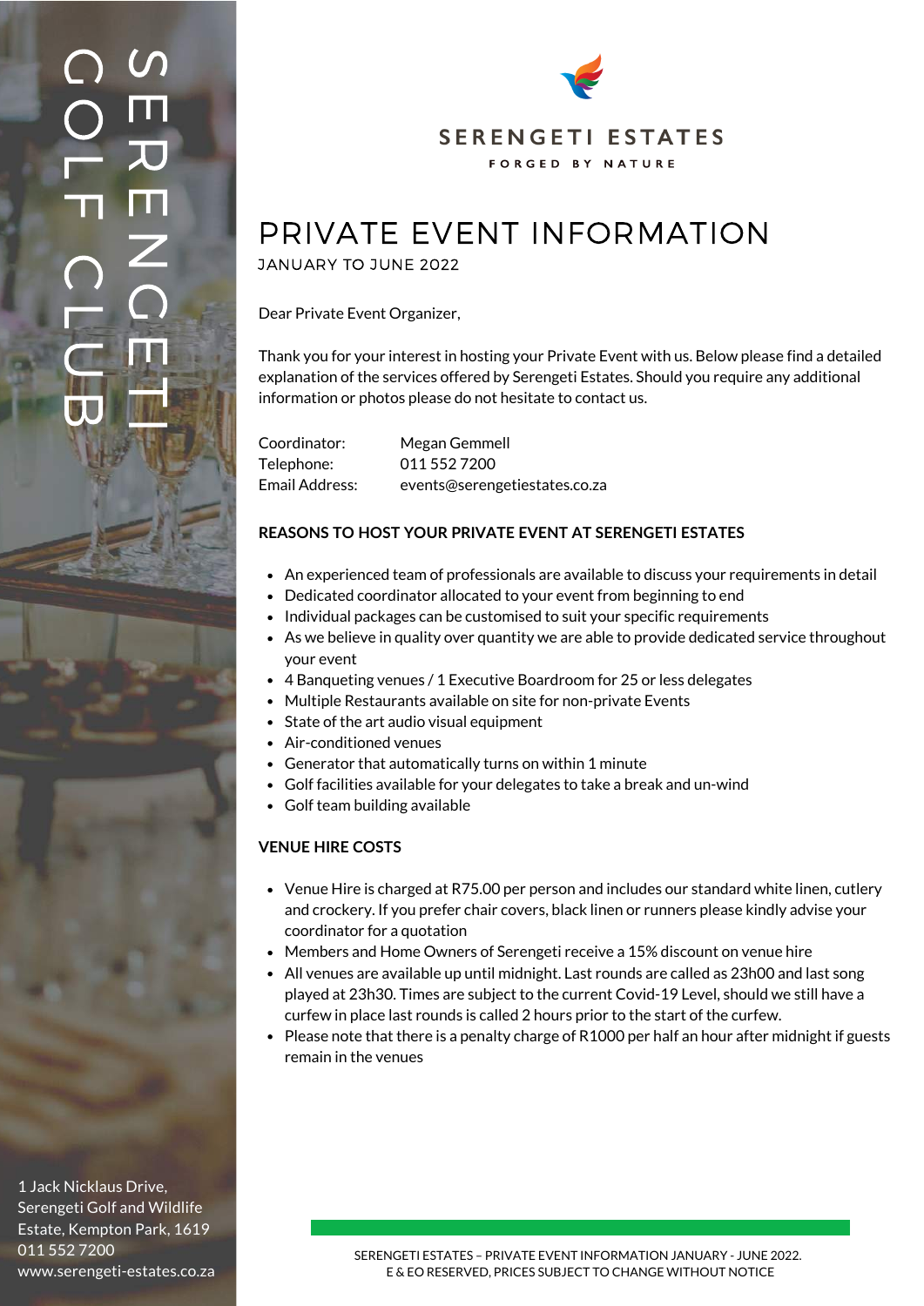SERENGETI GOLF CLUB

SERENGETI ESTATES

FORGED BY NATURE

# PRIVATE EVENT INFORMATION

JANUARY TO JUNE 2022

Dear Private Event Organizer,

Thank you for your interest in hosting your Private Event with us. Below please find a detailed explanation of the services offered by Serengeti Estates. Should you require any additional information or photos please do not hesitate to contact us.

Coordinator: Megan Gemmell
Telephone: 011 552 7200
Email Address: events@serengetiestates.co.za

## REASONS TO HOST YOUR PRIVATE EVENT AT SERENGETI ESTATES

- An experienced team of professionals are available to discuss your requirements in detail
- Dedicated coordinator allocated to your event from beginning to end
- Individual packages can be customised to suit your specific requirements
- As we believe in quality over quantity we are able to provide dedicated service throughout your event
- 4 Banqueting venues / 1 Executive Boardroom for 25 or less delegates
- Multiple Restaurants available on site for non-private Events
- State of the art audio visual equipment
- Air-conditioned venues
- Generator that automatically turns on within 1 minute
- Golf facilities available for your delegates to take a break and un-wind
- Golf team building available

## VENUE HIRE COSTS

- Venue Hire is charged at R75.00 per person and includes our standard white linen, cutlery and crockery. If you prefer chair covers, black linen or runners please kindly advise your coordinator for a quotation
- Members and Home Owners of Serengeti receive a 15% discount on venue hire
- All venues are available up until midnight. Last rounds are called as 23h00 and last song played at 23h30. Times are subject to the current Covid-19 Level, should we still have a curfew in place last rounds is called 2 hours prior to the start of the curfew.
- Please note that there is a penalty charge of R1000 per half an hour after midnight if guests remain in the venues

1 Jack Nicklaus Drive,
Serengeti Golf and Wildlife Estate, Kempton Park, 1619
011 552 7200
www.serengeti-estates.co.za

SERENGETI ESTATES – PRIVATE EVENT INFORMATION JANUARY - JUNE 2022.
E & EO RESERVED, PRICES SUBJECT TO CHANGE WITHOUT NOTICE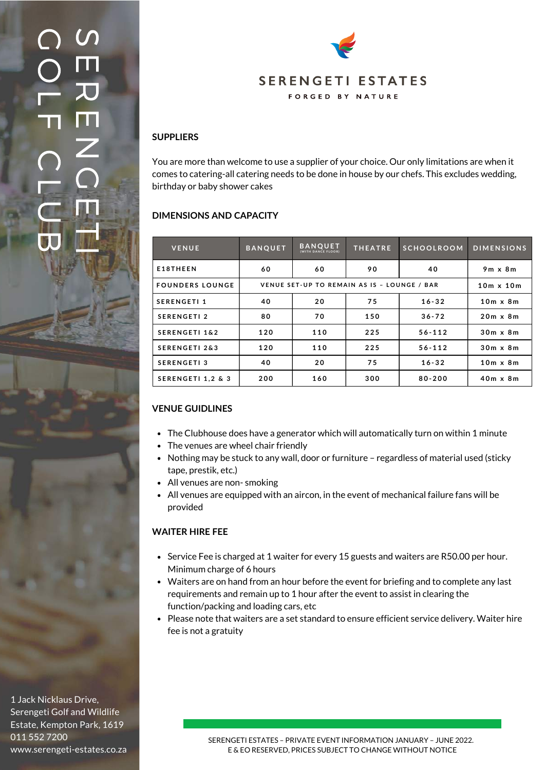SERENGETI GOLF CLUB

SERENGETI ESTATES

FORGED BY NATURE

## SUPPLIERS

You are more than welcome to use a supplier of your choice. Our only limitations are when it comes to catering-all catering needs to be done in house by our chefs. This excludes wedding, birthday or baby shower cakes

## DIMENSIONS AND CAPACITY

| VENUE | BANQUET | BANQUET (WITH DANCE FLOOR) | THEATRE | SCHOOLROOM | DIMENSIONS |
|---|---|---|---|---|---|
| E18THEEN | 60 | 60 | 90 | 40 | 9m x 8m |
| FOUNDERS LOUNGE | VENUE SET-UP TO REMAIN AS IS – LOUNGE / BAR | | | | 10m x 10m |
| SERENGETI 1 | 40 | 20 | 75 | 16-32 | 10m x 8m |
| SERENGETI 2 | 80 | 70 | 150 | 36-72 | 20m x 8m |
| SERENGETI 1&2 | 120 | 110 | 225 | 56-112 | 30m x 8m |
| SERENGETI 2&3 | 120 | 110 | 225 | 56-112 | 30m x 8m |
| SERENGETI 3 | 40 | 20 | 75 | 16-32 | 10m x 8m |
| SERENGETI 1,2 & 3 | 200 | 160 | 300 | 80-200 | 40m x 8m |

## VENUE GUIDLINES

- The Clubhouse does have a generator which will automatically turn on within 1 minute
- The venues are wheel chair friendly
- Nothing may be stuck to any wall, door or furniture – regardless of material used (sticky tape, prestik, etc.)
- All venues are non- smoking
- All venues are equipped with an aircon, in the event of mechanical failure fans will be provided

## WAITER HIRE FEE

- Service Fee is charged at 1 waiter for every 15 guests and waiters are R50.00 per hour. Minimum charge of 6 hours
- Waiters are on hand from an hour before the event for briefing and to complete any last requirements and remain up to 1 hour after the event to assist in clearing the function/packing and loading cars, etc
- Please note that waiters are a set standard to ensure efficient service delivery. Waiter hire fee is not a gratuity

1 Jack Nicklaus Drive,
Serengeti Golf and Wildlife Estate, Kempton Park, 1619
011 552 7200
www.serengeti-estates.co.za

SERENGETI ESTATES – PRIVATE EVENT INFORMATION JANUARY – JUNE 2022.
E & EO RESERVED, PRICES SUBJECT TO CHANGE WITHOUT NOTICE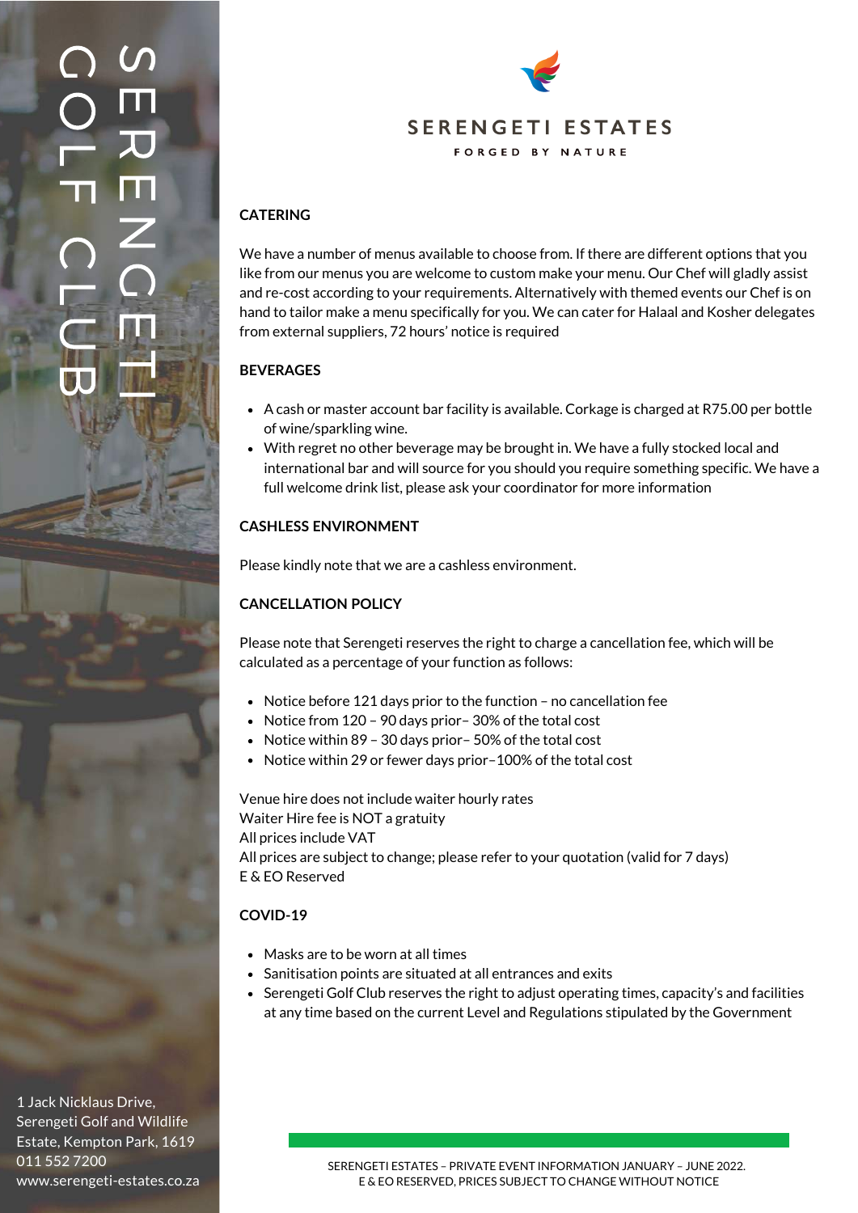SERENGETI GOLF CLUB

SERENGETI ESTATES

FORGED BY NATURE

## CATERING

We have a number of menus available to choose from. If there are different options that you like from our menus you are welcome to custom make your menu. Our Chef will gladly assist and re-cost according to your requirements. Alternatively with themed events our Chef is on hand to tailor make a menu specifically for you. We can cater for Halaal and Kosher delegates from external suppliers, 72 hours' notice is required

## BEVERAGES

- A cash or master account bar facility is available. Corkage is charged at R75.00 per bottle of wine/sparkling wine.
- With regret no other beverage may be brought in. We have a fully stocked local and international bar and will source for you should you require something specific. We have a full welcome drink list, please ask your coordinator for more information

## CASHLESS ENVIRONMENT

Please kindly note that we are a cashless environment.

## CANCELLATION POLICY

Please note that Serengeti reserves the right to charge a cancellation fee, which will be calculated as a percentage of your function as follows:

- Notice before 121 days prior to the function – no cancellation fee
- Notice from 120 – 90 days prior– 30% of the total cost
- Notice within 89 – 30 days prior– 50% of the total cost
- Notice within 29 or fewer days prior–100% of the total cost

Venue hire does not include waiter hourly rates
Waiter Hire fee is NOT a gratuity
All prices include VAT
All prices are subject to change; please refer to your quotation (valid for 7 days)
E & EO Reserved

## COVID-19

- Masks are to be worn at all times
- Sanitisation points are situated at all entrances and exits
- Serengeti Golf Club reserves the right to adjust operating times, capacity's and facilities at any time based on the current Level and Regulations stipulated by the Government

1 Jack Nicklaus Drive,
Serengeti Golf and Wildlife Estate, Kempton Park, 1619
011 552 7200
www.serengeti-estates.co.za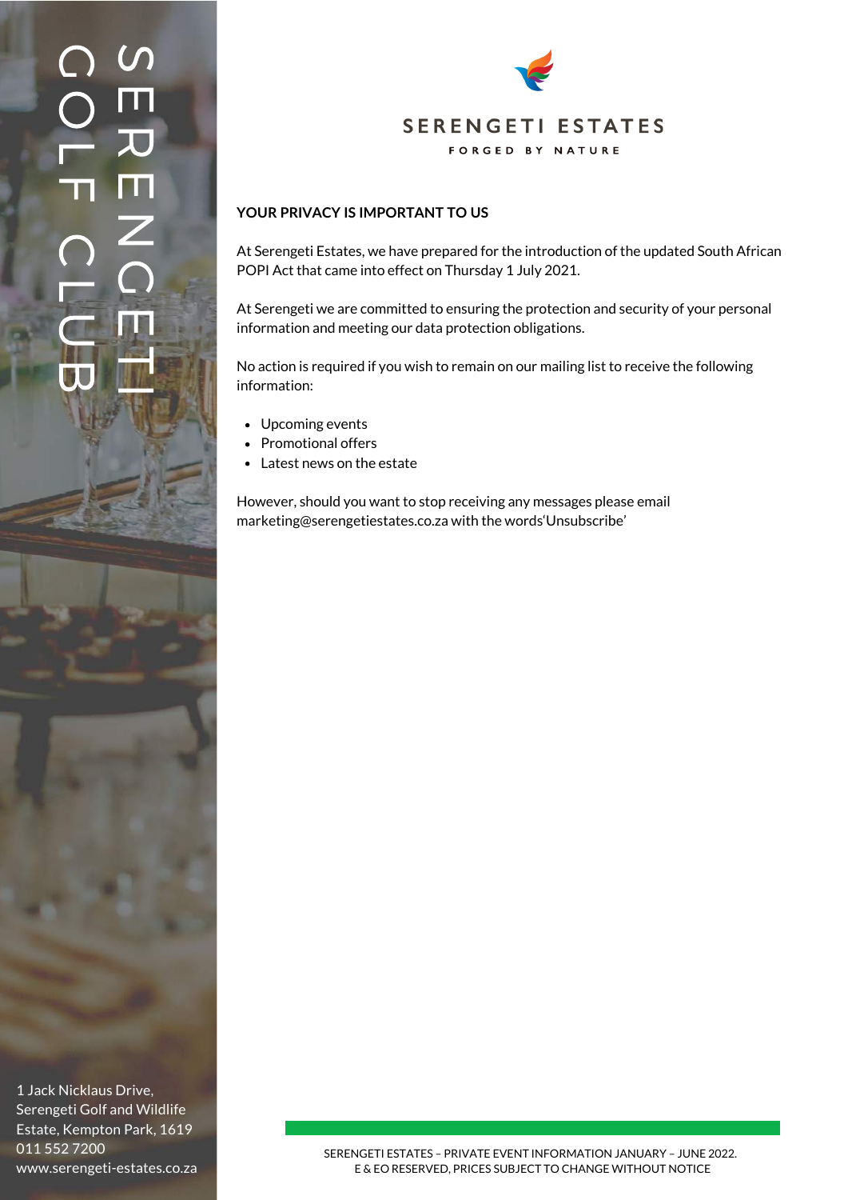SERENGETI GOLF CLUB

SERENGETI ESTATES

FORGED BY NATURE

**YOUR PRIVACY IS IMPORTANT TO US**

At Serengeti Estates, we have prepared for the introduction of the updated South African POPI Act that came into effect on Thursday 1 July 2021.

At Serengeti we are committed to ensuring the protection and security of your personal information and meeting our data protection obligations.

No action is required if you wish to remain on our mailing list to receive the following information:

- Upcoming events
- Promotional offers
- Latest news on the estate

However, should you want to stop receiving any messages please email marketing@serengetiestates.co.za with the words'Unsubscribe'

1 Jack Nicklaus Drive,
Serengeti Golf and Wildlife Estate, Kempton Park, 1619
011 552 7200
www.serengeti-estates.co.za

SERENGETI ESTATES – PRIVATE EVENT INFORMATION JANUARY – JUNE 2022.
E & EO RESERVED, PRICES SUBJECT TO CHANGE WITHOUT NOTICE